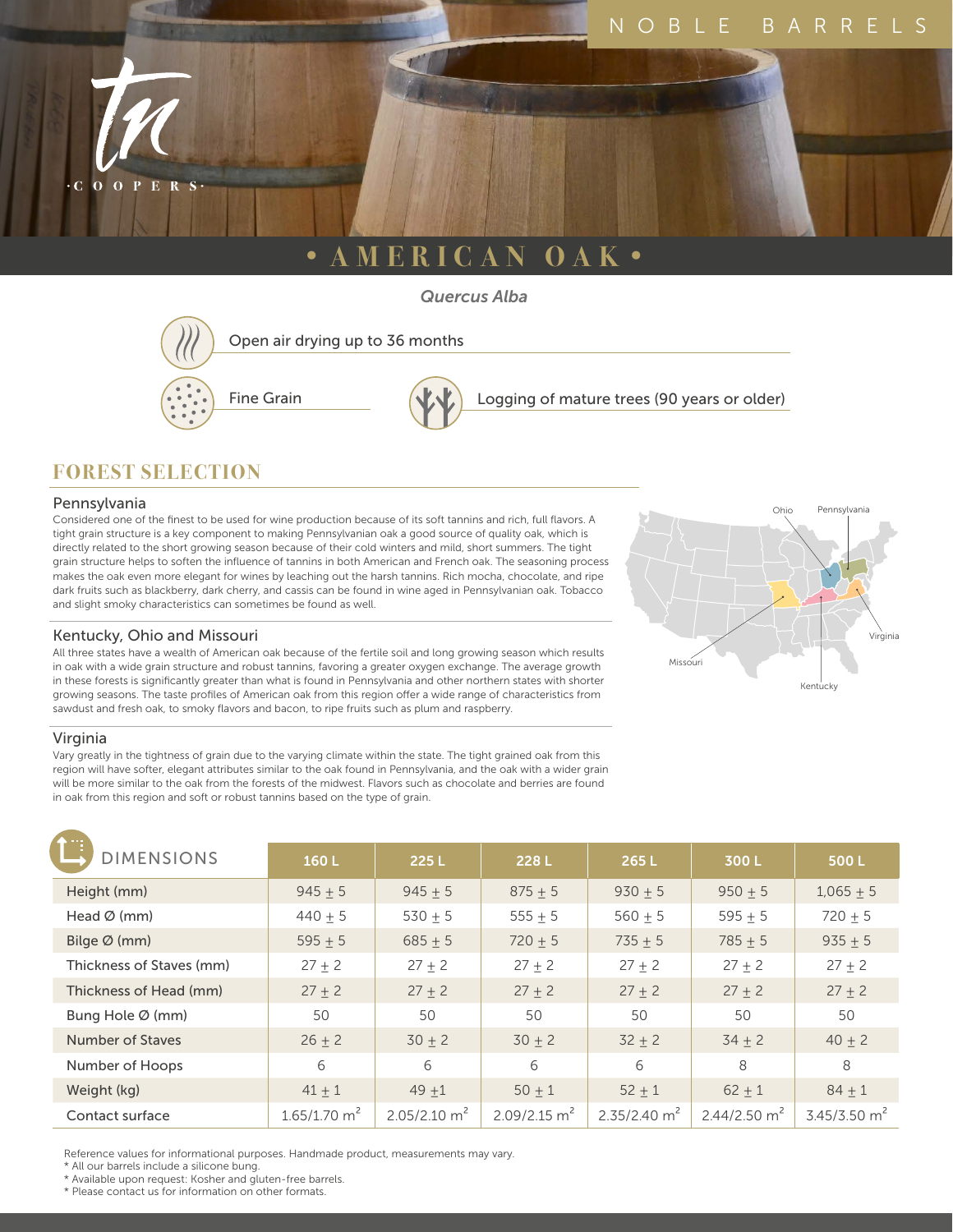NOBLE BARRELS

tn
·COOPERS·

# • AMERICAN OAK •

*Quercus Alba*

Open air drying up to 36 months

Fine Grain

Logging of mature trees (90 years or older)

## FOREST SELECTION

### Pennsylvania

Considered one of the finest to be used for wine production because of its soft tannins and rich, full flavors. A tight grain structure is a key component to making Pennsylvanian oak a good source of quality oak, which is directly related to the short growing season because of their cold winters and mild, short summers. The tight grain structure helps to soften the influence of tannins in both American and French oak. The seasoning process makes the oak even more elegant for wines by leaching out the harsh tannins. Rich mocha, chocolate, and ripe dark fruits such as blackberry, dark cherry, and cassis can be found in wine aged in Pennsylvanian oak. Tobacco and slight smoky characteristics can sometimes be found as well.

### Kentucky, Ohio and Missouri

All three states have a wealth of American oak because of the fertile soil and long growing season which results in oak with a wide grain structure and robust tannins, favoring a greater oxygen exchange. The average growth in these forests is significantly greater than what is found in Pennsylvania and other northern states with shorter growing seasons. The taste profiles of American oak from this region offer a wide range of characteristics from sawdust and fresh oak, to smoky flavors and bacon, to ripe fruits such as plum and raspberry.

### Virginia

Vary greatly in the tightness of grain due to the varying climate within the state. The tight grained oak from this region will have softer, elegant attributes similar to the oak found in Pennsylvania, and the oak with a wider grain will be more similar to the oak from the forests of the midwest. Flavors such as chocolate and berries are found in oak from this region and soft or robust tannins based on the type of grain.

Ohio
Pennsylvania
Virginia
Missouri
Kentucky

| DIMENSIONS | 160 L | 225 L | 228 L | 265 L | 300 L | 500 L |
|---|---|---|---|---|---|---|
| Height (mm) | 945 ± 5 | 945 ± 5 | 875 ± 5 | 930 ± 5 | 950 ± 5 | 1,065 ± 5 |
| Head Ø (mm) | 440 ± 5 | 530 ± 5 | 555 ± 5 | 560 ± 5 | 595 ± 5 | 720 ± 5 |
| Bilge Ø (mm) | 595 ± 5 | 685 ± 5 | 720 ± 5 | 735 ± 5 | 785 ± 5 | 935 ± 5 |
| Thickness of Staves (mm) | 27 ± 2 | 27 ± 2 | 27 ± 2 | 27 ± 2 | 27 ± 2 | 27 ± 2 |
| Thickness of Head (mm) | 27 ± 2 | 27 ± 2 | 27 ± 2 | 27 ± 2 | 27 ± 2 | 27 ± 2 |
| Bung Hole Ø (mm) | 50 | 50 | 50 | 50 | 50 | 50 |
| Number of Staves | 26 ± 2 | 30 ± 2 | 30 ± 2 | 32 ± 2 | 34 ± 2 | 40 ± 2 |
| Number of Hoops | 6 | 6 | 6 | 6 | 8 | 8 |
| Weight (kg) | 41 ± 1 | 49 ±1 | 50 ± 1 | 52 ± 1 | 62 ± 1 | 84 ± 1 |
| Contact surface | 1.65/1.70 $m^2$ | 2.05/2.10 $m^2$ | 2.09/2.15 $m^2$ | 2.35/2.40 $m^2$ | 2.44/2.50 $m^2$ | 3.45/3.50 $m^2$ |

Reference values for informational purposes. Handmade product, measurements may vary.

* All our barrels include a silicone bung.
* Available upon request: Kosher and gluten-free barrels.
* Please contact us for information on other formats.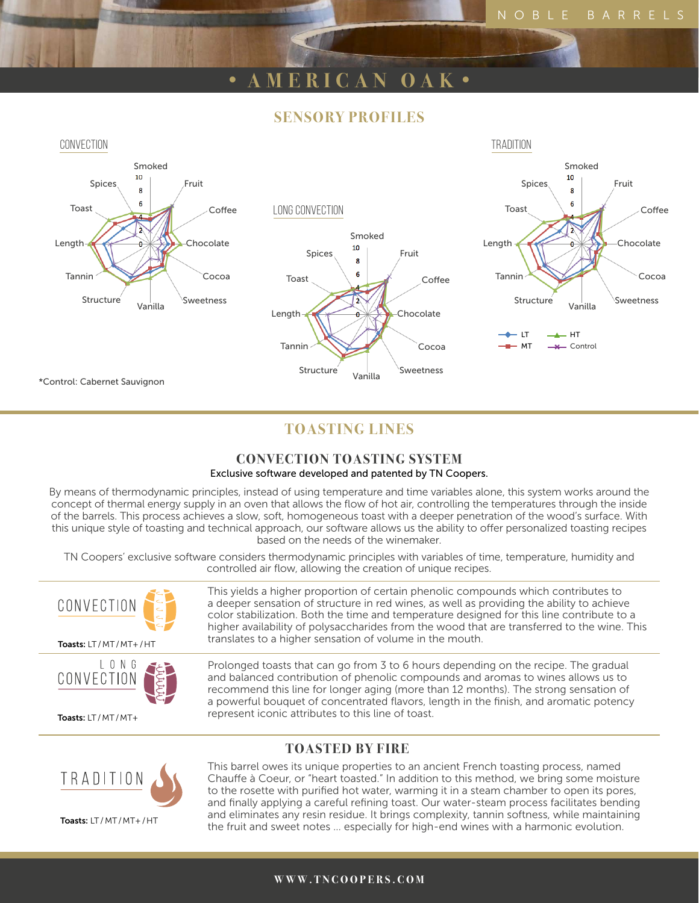# • AMERICAN OAK •

## SENSORY PROFILES

CONVECTION

Smoked
10
8
6
4
2
0
Fruit
Coffee
Chocolate
Cocoa
Sweetness
Vanilla
Structure
Tannin
Length
Toast
Spices

LONG CONVECTION

Smoked
10
8
6
4
2
0
Fruit
Coffee
Chocolate
Cocoa
Sweetness
Vanilla
Structure
Tannin
Length
Toast
Spices

TRADITION

Smoked
10
8
6
4
2
0
Fruit
Coffee
Chocolate
Cocoa
Sweetness
Vanilla
Structure
Tannin
Length
Toast
Spices

LT
HT
MT
Control

*Control: Cabernet Sauvignon

## TOASTING LINES

### CONVECTION TOASTING SYSTEM

Exclusive software developed and patented by TN Coopers.

By means of thermodynamic principles, instead of using temperature and time variables alone, this system works around the concept of thermal energy supply in an oven that allows the flow of hot air, controlling the temperatures through the inside of the barrels. This process achieves a slow, soft, homogeneous toast with a deeper penetration of the wood's surface. With this unique style of toasting and technical approach, our software allows us the ability to offer personalized toasting recipes based on the needs of the winemaker.

TN Coopers' exclusive software considers thermodynamic principles with variables of time, temperature, humidity and controlled air flow, allowing the creation of unique recipes.

**CONVECTION**

**Toasts:** LT / MT / MT+ / HT

This yields a higher proportion of certain phenolic compounds which contributes to a deeper sensation of structure in red wines, as well as providing the ability to achieve color stabilization. Both the time and temperature designed for this line contribute to a higher availability of polysaccharides from the wood that are transferred to the wine. This translates to a higher sensation of volume in the mouth.

**LONG CONVECTION**

**Toasts:** LT / MT / MT+

Prolonged toasts that can go from 3 to 6 hours depending on the recipe. The gradual and balanced contribution of phenolic compounds and aromas to wines allows us to recommend this line for longer aging (more than 12 months). The strong sensation of a powerful bouquet of concentrated flavors, length in the finish, and aromatic potency represent iconic attributes to this line of toast.

### TOASTED BY FIRE

**TRADITION**

**Toasts:** LT / MT / MT+ / HT

This barrel owes its unique properties to an ancient French toasting process, named Chauffe à Coeur, or "heart toasted." In addition to this method, we bring some moisture to the rosette with purified hot water, warming it in a steam chamber to open its pores, and finally applying a careful refining toast. Our water-steam process facilitates bending and eliminates any resin residue. It brings complexity, tannin softness, while maintaining the fruit and sweet notes ... especially for high-end wines with a harmonic evolution.

WWW.TNCOOPERS.COM